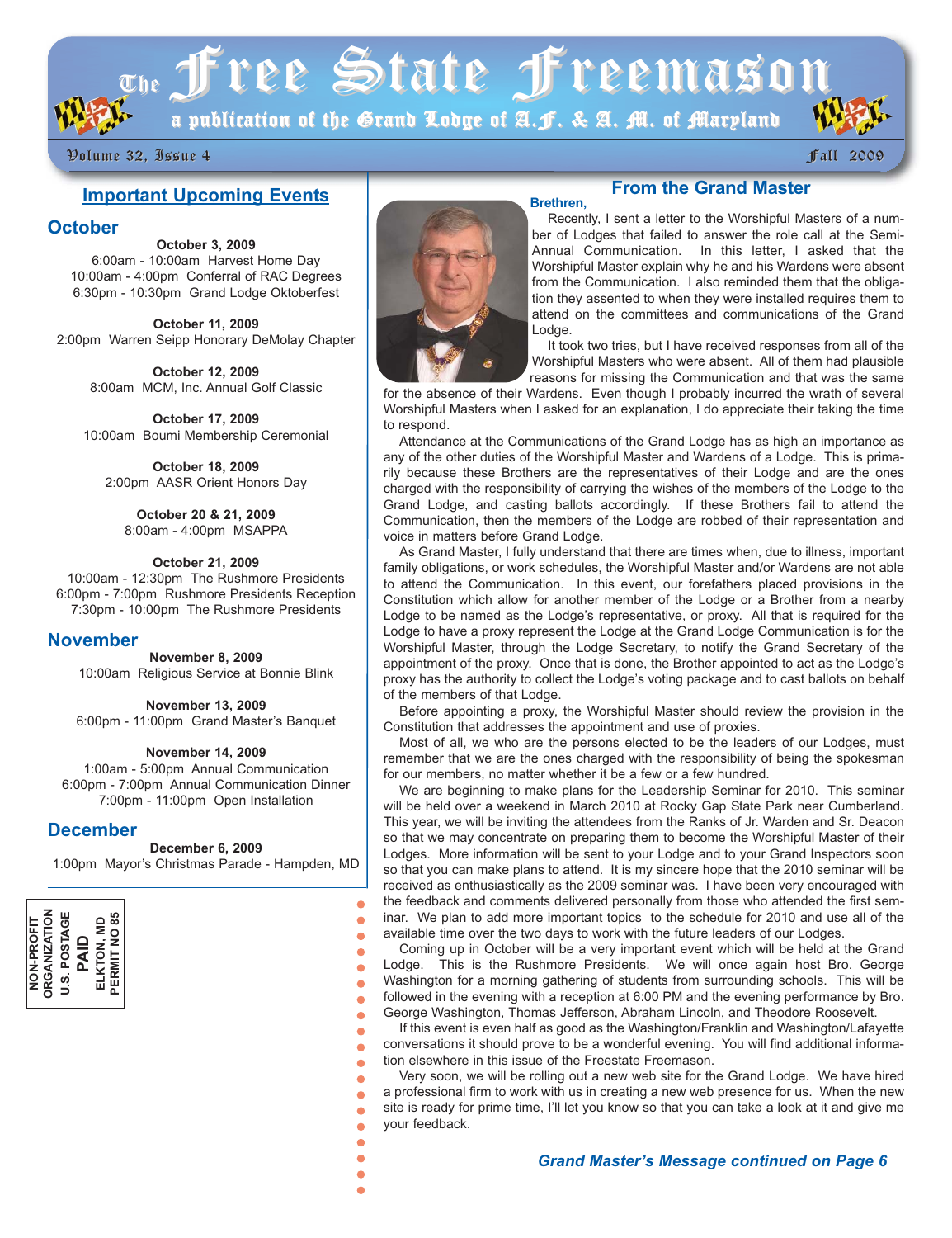# The Free State Freemason

a publication of the Grand Lodge of A.F. & A.M. of Maryland

Volume 32, Issue 4 — Fall 2009

## Important Upcoming Events

### October

**October 3, 2009**
6:00am - 10:00am Harvest Home Day
10:00am - 4:00pm Conferral of RAC Degrees
6:30pm - 10:30pm Grand Lodge Oktoberfest

**October 11, 2009**
2:00pm Warren Seipp Honorary DeMolay Chapter

**October 12, 2009**
8:00am MCM, Inc. Annual Golf Classic

**October 17, 2009**
10:00am Boumi Membership Ceremonial

**October 18, 2009**
2:00pm AASR Orient Honors Day

**October 20 & 21, 2009**
8:00am - 4:00pm MSAPPA

**October 21, 2009**
10:00am - 12:30pm The Rushmore Presidents
6:00pm - 7:00pm Rushmore Presidents Reception
7:30pm - 10:00pm The Rushmore Presidents

### November

**November 8, 2009**
10:00am Religious Service at Bonnie Blink

**November 13, 2009**
6:00pm - 11:00pm Grand Master's Banquet

**November 14, 2009**
1:00am - 5:00pm Annual Communication
6:00pm - 7:00pm Annual Communication Dinner
7:00pm - 11:00pm Open Installation

### December

**December 6, 2009**
1:00pm Mayor's Christmas Parade - Hampden, MD

NON-PROFIT ORGANIZATION
U.S. POSTAGE
PAID
ELKTON, MD
PERMIT NO 85

## From the Grand Master

**Brethren,**

Recently, I sent a letter to the Worshipful Masters of a number of Lodges that failed to answer the role call at the Semi-Annual Communication. In this letter, I asked that the Worshipful Master explain why he and his Wardens were absent from the Communication. I also reminded them that the obligation they assented to when they were installed requires them to attend on the committees and communications of the Grand Lodge.

It took two tries, but I have received responses from all of the Worshipful Masters who were absent. All of them had plausible reasons for missing the Communication and that was the same for the absence of their Wardens. Even though I probably incurred the wrath of several Worshipful Masters when I asked for an explanation, I do appreciate their taking the time to respond.

Attendance at the Communications of the Grand Lodge has as high an importance as any of the other duties of the Worshipful Master and Wardens of a Lodge. This is primarily because these Brothers are the representatives of their Lodge and are the ones charged with the responsibility of carrying the wishes of the members of the Lodge to the Grand Lodge, and casting ballots accordingly. If these Brothers fail to attend the Communication, then the members of the Lodge are robbed of their representation and voice in matters before Grand Lodge.

As Grand Master, I fully understand that there are times when, due to illness, important family obligations, or work schedules, the Worshipful Master and/or Wardens are not able to attend the Communication. In this event, our forefathers placed provisions in the Constitution which allow for another member of the Lodge or a Brother from a nearby Lodge to be named as the Lodge's representative, or proxy. All that is required for the Lodge to have a proxy represent the Lodge at the Grand Lodge Communication is for the Worshipful Master, through the Lodge Secretary, to notify the Grand Secretary of the appointment of the proxy. Once that is done, the Brother appointed to act as the Lodge's proxy has the authority to collect the Lodge's voting package and to cast ballots on behalf of the members of that Lodge.

Before appointing a proxy, the Worshipful Master should review the provision in the Constitution that addresses the appointment and use of proxies.

Most of all, we who are the persons elected to be the leaders of our Lodges, must remember that we are the ones charged with the responsibility of being the spokesman for our members, no matter whether it be a few or a few hundred.

We are beginning to make plans for the Leadership Seminar for 2010. This seminar will be held over a weekend in March 2010 at Rocky Gap State Park near Cumberland. This year, we will be inviting the attendees from the Ranks of Jr. Warden and Sr. Deacon so that we may concentrate on preparing them to become the Worshipful Master of their Lodges. More information will be sent to your Lodge and to your Grand Inspectors soon so that you can make plans to attend. It is my sincere hope that the 2010 seminar will be received as enthusiastically as the 2009 seminar was. I have been very encouraged with the feedback and comments delivered personally from those who attended the first seminar. We plan to add more important topics to the schedule for 2010 and use all of the available time over the two days to work with the future leaders of our Lodges.

Coming up in October will be a very important event which will be held at the Grand Lodge. This is the Rushmore Presidents. We will once again host Bro. George Washington for a morning gathering of students from surrounding schools. This will be followed in the evening with a reception at 6:00 PM and the evening performance by Bro. George Washington, Thomas Jefferson, Abraham Lincoln, and Theodore Roosevelt.

If this event is even half as good as the Washington/Franklin and Washington/Lafayette conversations it should prove to be a wonderful evening. You will find additional information elsewhere in this issue of the Freestate Freemason.

Very soon, we will be rolling out a new web site for the Grand Lodge. We have hired a professional firm to work with us in creating a new web presence for us. When the new site is ready for prime time, I'll let you know so that you can take a look at it and give me your feedback.

***Grand Master's Message continued on Page 6***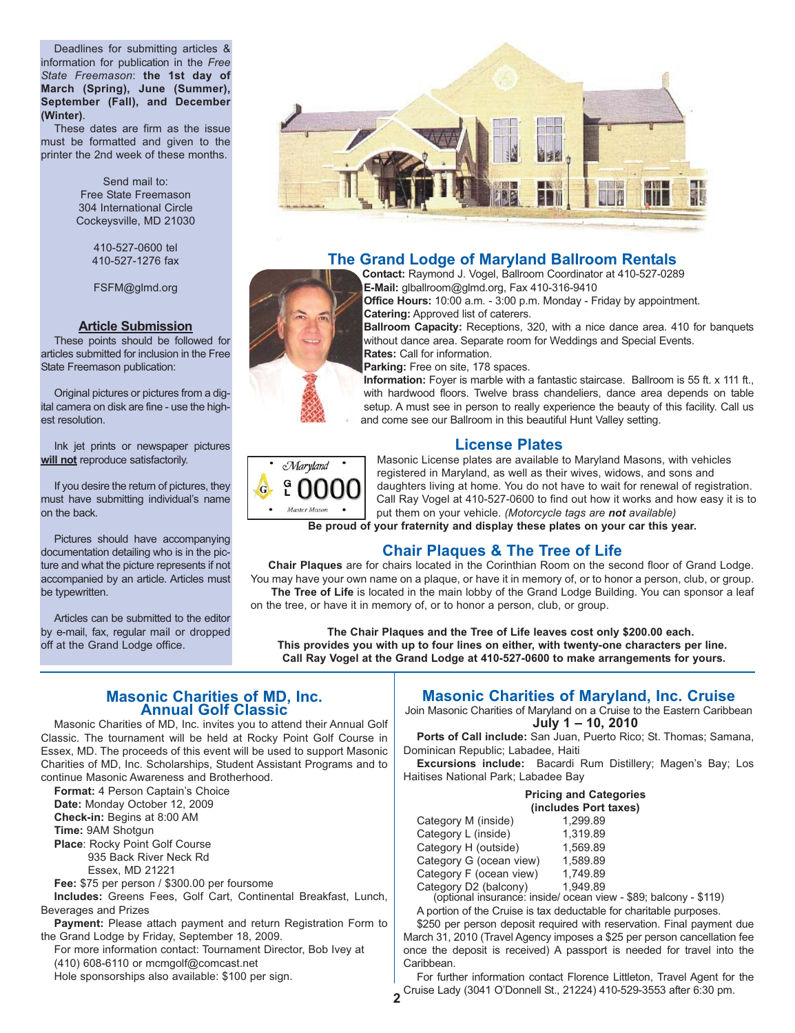Deadlines for submitting articles & information for publication in the *Free State Freemason*: **the 1st day of March (Spring), June (Summer), September (Fall), and December (Winter)**.

These dates are firm as the issue must be formatted and given to the printer the 2nd week of these months.

Send mail to:
Free State Freemason
304 International Circle
Cockeysville, MD 21030

410-527-0600 tel
410-527-1276 fax

FSFM@glmd.org

### Article Submission

These points should be followed for articles submitted for inclusion in the Free State Freemason publication:

Original pictures or pictures from a digital camera on disk are fine - use the highest resolution.

Ink jet prints or newspaper pictures **will not** reproduce satisfactorily.

If you desire the return of pictures, they must have submitting individual's name on the back.

Pictures should have accompanying documentation detailing who is in the picture and what the picture represents if not accompanied by an article. Articles must be typewritten.

Articles can be submitted to the editor by e-mail, fax, regular mail or dropped off at the Grand Lodge office.

## The Grand Lodge of Maryland Ballroom Rentals

**Contact:** Raymond J. Vogel, Ballroom Coordinator at 410-527-0289
**E-Mail:** glballroom@glmd.org, Fax 410-316-9410
**Office Hours:** 10:00 a.m. - 3:00 p.m. Monday - Friday by appointment.
**Catering:** Approved list of caterers.
**Ballroom Capacity:** Receptions, 320, with a nice dance area. 410 for banquets without dance area. Separate room for Weddings and Special Events.
**Rates:** Call for information.
**Parking:** Free on site, 178 spaces.
**Information:** Foyer is marble with a fantastic staircase. Ballroom is 55 ft. x 111 ft., with hardwood floors. Twelve brass chandeliers, dance area depends on table setup. A must see in person to really experience the beauty of this facility. Call us and come see our Ballroom in this beautiful Hunt Valley setting.

## License Plates

Maryland G L 0000 Master Mason

Masonic License plates are available to Maryland Masons, with vehicles registered in Maryland, as well as their wives, widows, and sons and daughters living at home. You do not have to wait for renewal of registration. Call Ray Vogel at 410-527-0600 to find out how it works and how easy it is to put them on your vehicle. *(Motorcycle tags are **not** available)*

**Be proud of your fraternity and display these plates on your car this year.**

## Chair Plaques & The Tree of Life

**Chair Plaques** are for chairs located in the Corinthian Room on the second floor of Grand Lodge. You may have your own name on a plaque, or have it in memory of, or to honor a person, club, or group.

**The Tree of Life** is located in the main lobby of the Grand Lodge Building. You can sponsor a leaf on the tree, or have it in memory of, or to honor a person, club, or group.

**The Chair Plaques and the Tree of Life leaves cost only $200.00 each. This provides you with up to four lines on either, with twenty-one characters per line. Call Ray Vogel at the Grand Lodge at 410-527-0600 to make arrangements for yours.**

## Masonic Charities of MD, Inc. Annual Golf Classic

Masonic Charities of MD, Inc. invites you to attend their Annual Golf Classic. The tournament will be held at Rocky Point Golf Course in Essex, MD. The proceeds of this event will be used to support Masonic Charities of MD, Inc. Scholarships, Student Assistant Programs and to continue Masonic Awareness and Brotherhood.

**Format:** 4 Person Captain's Choice
**Date:** Monday October 12, 2009
**Check-in:** Begins at 8:00 AM
**Time:** 9AM Shotgun
**Place**: Rocky Point Golf Course
935 Back River Neck Rd
Essex, MD 21221
**Fee:** $75 per person / $300.00 per foursome
**Includes:** Greens Fees, Golf Cart, Continental Breakfast, Lunch, Beverages and Prizes
**Payment:** Please attach payment and return Registration Form to the Grand Lodge by Friday, September 18, 2009.

For more information contact: Tournament Director, Bob Ivey at (410) 608-6110 or mcmgolf@comcast.net

Hole sponsorships also available: $100 per sign.

## Masonic Charities of Maryland, Inc. Cruise

Join Masonic Charities of Maryland on a Cruise to the Eastern Caribbean

**July 1 – 10, 2010**

**Ports of Call include:** San Juan, Puerto Rico; St. Thomas; Samana, Dominican Republic; Labadee, Haiti

**Excursions include:** Bacardi Rum Distillery; Magen's Bay; Los Haitises National Park; Labadee Bay

**Pricing and Categories (includes Port taxes)**

| Category | Price |
|---|---|
| Category M (inside) | 1,299.89 |
| Category L (inside) | 1,319.89 |
| Category H (outside) | 1,569.89 |
| Category G (ocean view) | 1,589.89 |
| Category F (ocean view) | 1,749.89 |
| Category D2 (balcony) | 1,949.89 |

(optional insurance: inside/ ocean view - $89; balcony - $119)

A portion of the Cruise is tax deductable for charitable purposes.

$250 per person deposit required with reservation. Final payment due March 31, 2010 (Travel Agency imposes a $25 per person cancellation fee once the deposit is received) A passport is needed for travel into the Caribbean.

For further information contact Florence Littleton, Travel Agent for the Cruise Lady (3041 O'Donnell St., 21224) 410-529-3553 after 6:30 pm.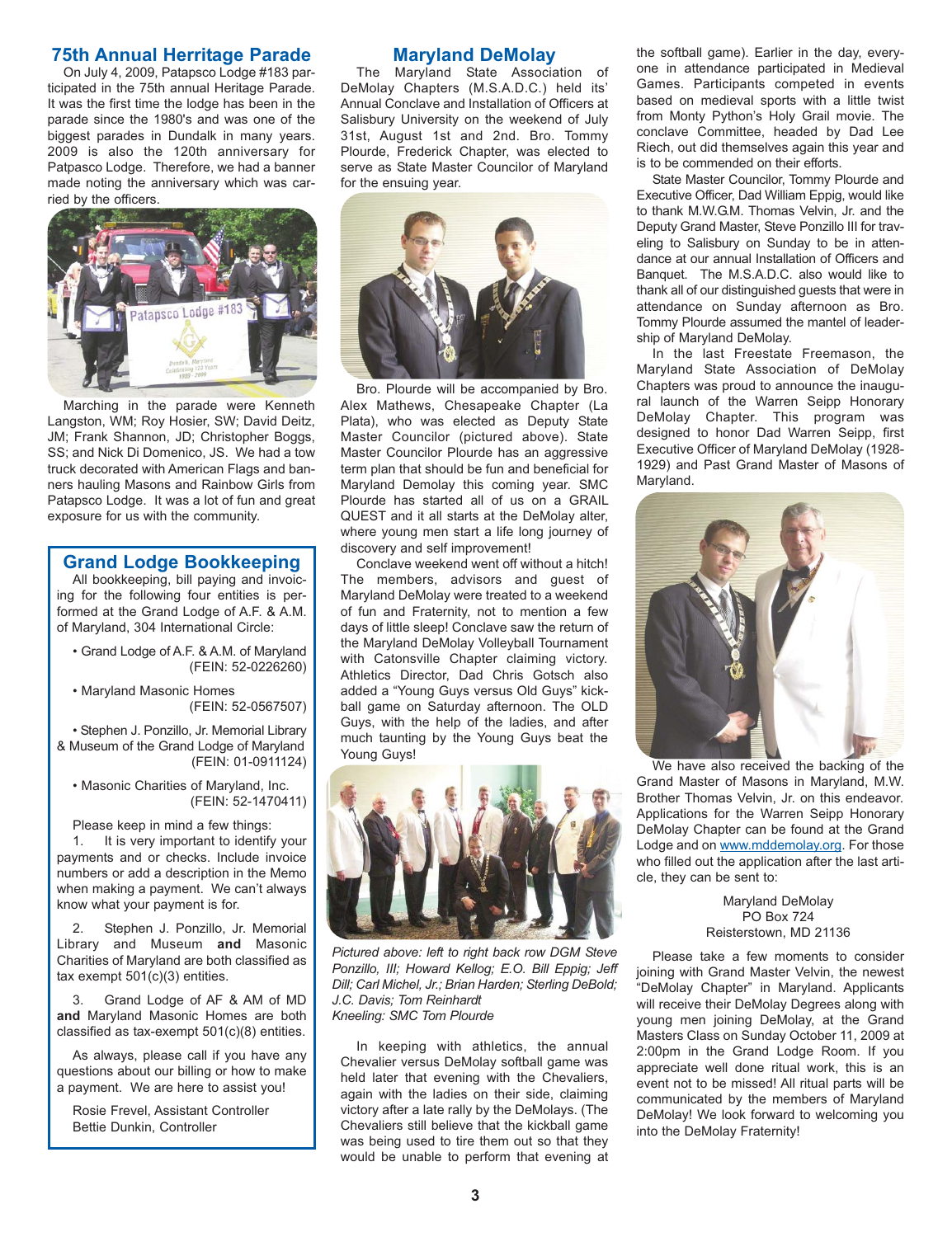## 75th Annual Herritage Parade

On July 4, 2009, Patapsco Lodge #183 participated in the 75th annual Heritage Parade. It was the first time the lodge has been in the parade since the 1980's and was one of the biggest parades in Dundalk in many years. 2009 is also the 120th anniversary for Patpasco Lodge. Therefore, we had a banner made noting the anniversary which was carried by the officers.

Marching in the parade were Kenneth Langston, WM; Roy Hosier, SW; David Deitz, JM; Frank Shannon, JD; Christopher Boggs, SS; and Nick Di Domenico, JS. We had a tow truck decorated with American Flags and banners hauling Masons and Rainbow Girls from Patapsco Lodge. It was a lot of fun and great exposure for us with the community.

## Grand Lodge Bookkeeping

All bookkeeping, bill paying and invoicing for the following four entities is performed at the Grand Lodge of A.F. & A.M. of Maryland, 304 International Circle:

- Grand Lodge of A.F. & A.M. of Maryland (FEIN: 52-0226260)
- Maryland Masonic Homes (FEIN: 52-0567507)
- Stephen J. Ponzillo, Jr. Memorial Library & Museum of the Grand Lodge of Maryland (FEIN: 01-0911124)
- Masonic Charities of Maryland, Inc. (FEIN: 52-1470411)

Please keep in mind a few things:

1. It is very important to identify your payments and or checks. Include invoice numbers or add a description in the Memo when making a payment. We can't always know what your payment is for.

2. Stephen J. Ponzillo, Jr. Memorial Library and Museum **and** Masonic Charities of Maryland are both classified as tax exempt 501(c)(3) entities.

3. Grand Lodge of AF & AM of MD **and** Maryland Masonic Homes are both classified as tax-exempt 501(c)(8) entities.

As always, please call if you have any questions about our billing or how to make a payment. We are here to assist you!

Rosie Frevel, Assistant Controller
Bettie Dunkin, Controller

## Maryland DeMolay

The Maryland State Association of DeMolay Chapters (M.S.A.D.C.) held its' Annual Conclave and Installation of Officers at Salisbury University on the weekend of July 31st, August 1st and 2nd. Bro. Tommy Plourde, Frederick Chapter, was elected to serve as State Master Councilor of Maryland for the ensuing year.

Bro. Plourde will be accompanied by Bro. Alex Mathews, Chesapeake Chapter (La Plata), who was elected as Deputy State Master Councilor (pictured above). State Master Councilor Plourde has an aggressive term plan that should be fun and beneficial for Maryland Demolay this coming year. SMC Plourde has started all of us on a GRAIL QUEST and it all starts at the DeMolay alter, where young men start a life long journey of discovery and self improvement!

Conclave weekend went off without a hitch! The members, advisors and guest of Maryland DeMolay were treated to a weekend of fun and Fraternity, not to mention a few days of little sleep! Conclave saw the return of the Maryland DeMolay Volleyball Tournament with Catonsville Chapter claiming victory. Athletics Director, Dad Chris Gotsch also added a "Young Guys versus Old Guys" kickball game on Saturday afternoon. The OLD Guys, with the help of the ladies, and after much taunting by the Young Guys beat the Young Guys!

*Pictured above: left to right back row DGM Steve Ponzillo, III; Howard Kellog; E.O. Bill Eppig; Jeff Dill; Carl Michel, Jr.; Brian Harden; Sterling DeBold; J.C. Davis; Tom Reinhardt*
*Kneeling: SMC Tom Plourde*

In keeping with athletics, the annual Chevalier versus DeMolay softball game was held later that evening with the Chevaliers, again with the ladies on their side, claiming victory after a late rally by the DeMolays. (The Chevaliers still believe that the kickball game was being used to tire them out so that they would be unable to perform that evening at the softball game). Earlier in the day, everyone in attendance participated in Medieval Games. Participants competed in events based on medieval sports with a little twist from Monty Python's Holy Grail movie. The conclave Committee, headed by Dad Lee Riech, out did themselves again this year and is to be commended on their efforts.

State Master Councilor, Tommy Plourde and Executive Officer, Dad William Eppig, would like to thank M.W.G.M. Thomas Velvin, Jr. and the Deputy Grand Master, Steve Ponzillo III for traveling to Salisbury on Sunday to be in attendance at our annual Installation of Officers and Banquet. The M.S.A.D.C. also would like to thank all of our distinguished guests that were in attendance on Sunday afternoon as Bro. Tommy Plourde assumed the mantel of leadership of Maryland DeMolay.

In the last Freestate Freemason, the Maryland State Association of DeMolay Chapters was proud to announce the inaugural launch of the Warren Seipp Honorary DeMolay Chapter. This program was designed to honor Dad Warren Seipp, first Executive Officer of Maryland DeMolay (1928-1929) and Past Grand Master of Masons of Maryland.

We have also received the backing of the Grand Master of Masons in Maryland, M.W. Brother Thomas Velvin, Jr. on this endeavor. Applications for the Warren Seipp Honorary DeMolay Chapter can be found at the Grand Lodge and on www.mddemolay.org. For those who filled out the application after the last article, they can be sent to:

Maryland DeMolay
PO Box 724
Reisterstown, MD 21136

Please take a few moments to consider joining with Grand Master Velvin, the newest "DeMolay Chapter" in Maryland. Applicants will receive their DeMolay Degrees along with young men joining DeMolay, at the Grand Masters Class on Sunday October 11, 2009 at 2:00pm in the Grand Lodge Room. If you appreciate well done ritual work, this is an event not to be missed! All ritual parts will be communicated by the members of Maryland DeMolay! We look forward to welcoming you into the DeMolay Fraternity!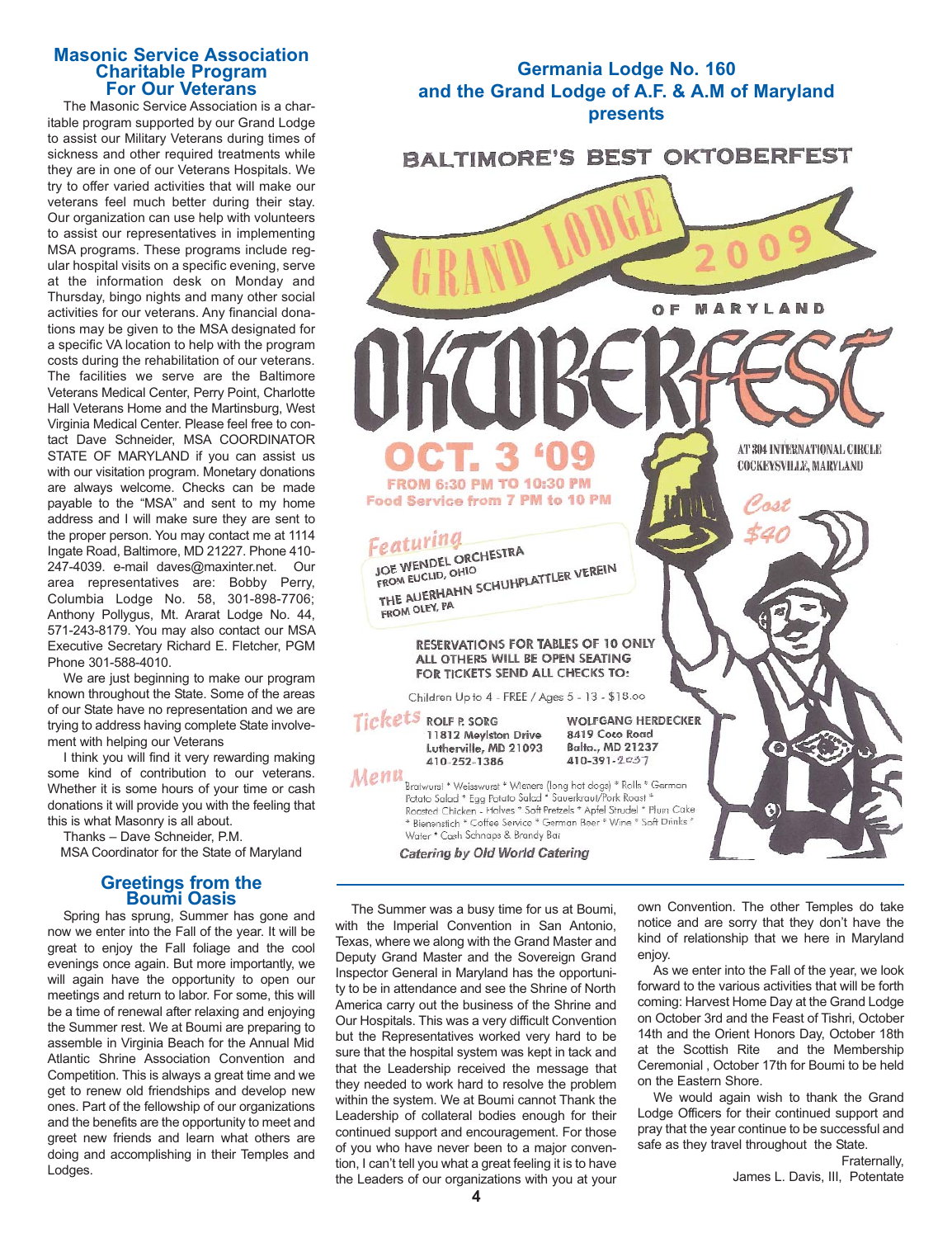## Masonic Service Association Charitable Program For Our Veterans

The Masonic Service Association is a charitable program supported by our Grand Lodge to assist our Military Veterans during times of sickness and other required treatments while they are in one of our Veterans Hospitals. We try to offer varied activities that will make our veterans feel much better during their stay. Our organization can use help with volunteers to assist our representatives in implementing MSA programs. These programs include regular hospital visits on a specific evening, serve at the information desk on Monday and Thursday, bingo nights and many other social activities for our veterans. Any financial donations may be given to the MSA designated for a specific VA location to help with the program costs during the rehabilitation of our veterans. The facilities we serve are the Baltimore Veterans Medical Center, Perry Point, Charlotte Hall Veterans Home and the Martinsburg, West Virginia Medical Center. Please feel free to contact Dave Schneider, MSA COORDINATOR STATE OF MARYLAND if you can assist us with our visitation program. Monetary donations are always welcome. Checks can be made payable to the "MSA" and sent to my home address and I will make sure they are sent to the proper person. You may contact me at 1114 Ingate Road, Baltimore, MD 21227. Phone 410-247-4039. e-mail daves@maxinter.net. Our area representatives are: Bobby Perry, Columbia Lodge No. 58, 301-898-7706; Anthony Pollygus, Mt. Ararat Lodge No. 44, 571-243-8179. You may also contact our MSA Executive Secretary Richard E. Fletcher, PGM Phone 301-588-4010.

We are just beginning to make our program known throughout the State. Some of the areas of our State have no representation and we are trying to address having complete State involvement with helping our Veterans

I think you will find it very rewarding making some kind of contribution to our veterans. Whether it is some hours of your time or cash donations it will provide you with the feeling that this is what Masonry is all about.

Thanks – Dave Schneider, P.M.
MSA Coordinator for the State of Maryland

## Germania Lodge No. 160 and the Grand Lodge of A.F. & A.M of Maryland presents

### BALTIMORE'S BEST OKTOBERFEST

GRAND LODGE 2009 OF MARYLAND

OKTOBERFEST

**OCT. 3 '09**
FROM 6:30 PM TO 10:30 PM
Food Service from 7 PM to 10 PM

AT 304 INTERNATIONAL CIRCLE
COCKEYSVILLE, MARYLAND

*Cost $40*

*Featuring*
JOE WENDEL ORCHESTRA
FROM EUCLID, OHIO
THE AUERHAHN SCHUHPLATTLER VEREIN
FROM OLEY, PA

RESERVATIONS FOR TABLES OF 10 ONLY
ALL OTHERS WILL BE OPEN SEATING
FOR TICKETS SEND ALL CHECKS TO:

Children Up to 4 - FREE / Ages 5 - 13 - $18.00

*Tickets*
ROLF P. SORG
11812 Meylston Drive
Lutherville, MD 21093
410-252-1386

WOLFGANG HERDECKER
8419 Coco Road
Balto., MD 21237
410-391-2037

*Menu*
Bratwurst * Weisswurst * Wieners (long hot dogs) * Rolls * German Potato Salad * Egg Potato Salad * Sauerkraut/Pork Roast * Roasted Chicken - Halves * Soft Pretzels * Apfel Strudel * Plum Cake * Bienenstich * Coffee Service * German Beer * Wine * Soft Drinks * Water * Cash Schnaps & Brandy Bar

*Catering by Old World Catering*

## Greetings from the Boumi Oasis

Spring has sprung, Summer has gone and now we enter into the Fall of the year. It will be great to enjoy the Fall foliage and the cool evenings once again. But more importantly, we will again have the opportunity to open our meetings and return to labor. For some, this will be a time of renewal after relaxing and enjoying the Summer rest. We at Boumi are preparing to assemble in Virginia Beach for the Annual Mid Atlantic Shrine Association Convention and Competition. This is always a great time and we get to renew old friendships and develop new ones. Part of the fellowship of our organizations and the benefits are the opportunity to meet and greet new friends and learn what others are doing and accomplishing in their Temples and Lodges.

The Summer was a busy time for us at Boumi, with the Imperial Convention in San Antonio, Texas, where we along with the Grand Master and Deputy Grand Master and the Sovereign Grand Inspector General in Maryland has the opportunity to be in attendance and see the Shrine of North America carry out the business of the Shrine and Our Hospitals. This was a very difficult Convention but the Representatives worked very hard to be sure that the hospital system was kept in tack and that the Leadership received the message that they needed to work hard to resolve the problem within the system. We at Boumi cannot Thank the Leadership of collateral bodies enough for their continued support and encouragement. For those of you who have never been to a major convention, I can't tell you what a great feeling it is to have the Leaders of our organizations with you at your own Convention. The other Temples do take notice and are sorry that they don't have the kind of relationship that we here in Maryland enjoy.

As we enter into the Fall of the year, we look forward to the various activities that will be forth coming: Harvest Home Day at the Grand Lodge on October 3rd and the Feast of Tishri, October 14th and the Orient Honors Day, October 18th at the Scottish Rite and the Membership Ceremonial , October 17th for Boumi to be held on the Eastern Shore.

We would again wish to thank the Grand Lodge Officers for their continued support and pray that the year continue to be successful and safe as they travel throughout the State.

Fraternally,
James L. Davis, III, Potentate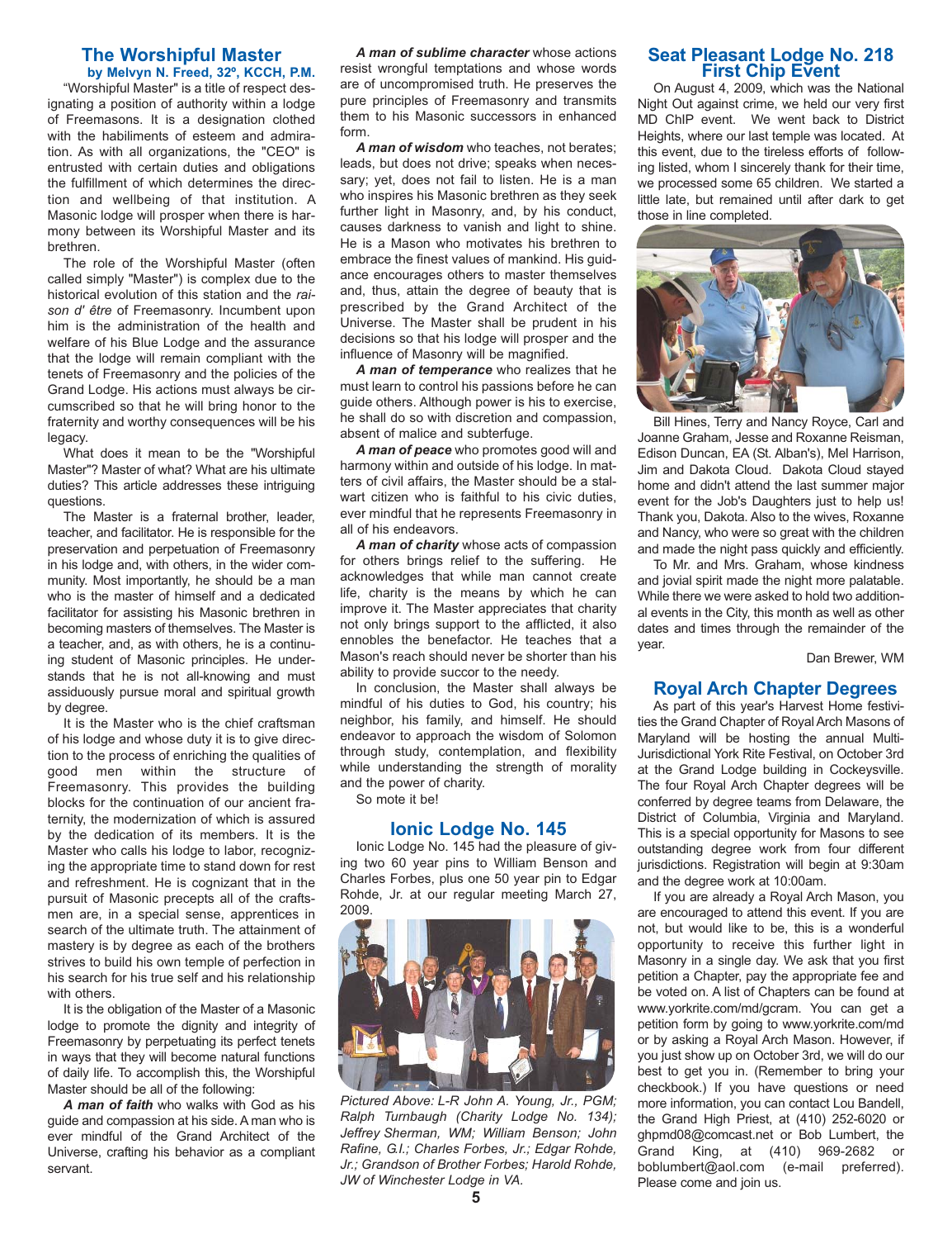## The Worshipful Master

**by Melvyn N. Freed, 32º, KCCH, P.M.**

"Worshipful Master" is a title of respect designating a position of authority within a lodge of Freemasons. It is a designation clothed with the habiliments of esteem and admiration. As with all organizations, the "CEO" is entrusted with certain duties and obligations the fulfillment of which determines the direction and wellbeing of that institution. A Masonic lodge will prosper when there is harmony between its Worshipful Master and its brethren.

The role of the Worshipful Master (often called simply "Master") is complex due to the historical evolution of this station and the *raison d' être* of Freemasonry. Incumbent upon him is the administration of the health and welfare of his Blue Lodge and the assurance that the lodge will remain compliant with the tenets of Freemasonry and the policies of the Grand Lodge. His actions must always be circumscribed so that he will bring honor to the fraternity and worthy consequences will be his legacy.

What does it mean to be the "Worshipful Master"? Master of what? What are his ultimate duties? This article addresses these intriguing questions.

The Master is a fraternal brother, leader, teacher, and facilitator. He is responsible for the preservation and perpetuation of Freemasonry in his lodge and, with others, in the wider community. Most importantly, he should be a man who is the master of himself and a dedicated facilitator for assisting his Masonic brethren in becoming masters of themselves. The Master is a teacher, and, as with others, he is a continuing student of Masonic principles. He understands that he is not all-knowing and must assiduously pursue moral and spiritual growth by degree.

It is the Master who is the chief craftsman of his lodge and whose duty it is to give direction to the process of enriching the qualities of good men within the structure of Freemasonry. This provides the building blocks for the continuation of our ancient fraternity, the modernization of which is assured by the dedication of its members. It is the Master who calls his lodge to labor, recognizing the appropriate time to stand down for rest and refreshment. He is cognizant that in the pursuit of Masonic precepts all of the craftsmen are, in a special sense, apprentices in search of the ultimate truth. The attainment of mastery is by degree as each of the brothers strives to build his own temple of perfection in his search for his true self and his relationship with others.

It is the obligation of the Master of a Masonic lodge to promote the dignity and integrity of Freemasonry by perpetuating its perfect tenets in ways that they will become natural functions of daily life. To accomplish this, the Worshipful Master should be all of the following:

***A man of faith*** who walks with God as his guide and compassion at his side. A man who is ever mindful of the Grand Architect of the Universe, crafting his behavior as a compliant servant.

***A man of sublime character*** whose actions resist wrongful temptations and whose words are of uncompromised truth. He preserves the pure principles of Freemasonry and transmits them to his Masonic successors in enhanced form.

***A man of wisdom*** who teaches, not berates; leads, but does not drive; speaks when necessary; yet, does not fail to listen. He is a man who inspires his Masonic brethren as they seek further light in Masonry, and, by his conduct, causes darkness to vanish and light to shine. He is a Mason who motivates his brethren to embrace the finest values of mankind. His guidance encourages others to master themselves and, thus, attain the degree of beauty that is prescribed by the Grand Architect of the Universe. The Master shall be prudent in his decisions so that his lodge will prosper and the influence of Masonry will be magnified.

***A man of temperance*** who realizes that he must learn to control his passions before he can guide others. Although power is his to exercise, he shall do so with discretion and compassion, absent of malice and subterfuge.

***A man of peace*** who promotes good will and harmony within and outside of his lodge. In matters of civil affairs, the Master should be a stalwart citizen who is faithful to his civic duties, ever mindful that he represents Freemasonry in all of his endeavors.

***A man of charity*** whose acts of compassion for others brings relief to the suffering. He acknowledges that while man cannot create life, charity is the means by which he can improve it. The Master appreciates that charity not only brings support to the afflicted, it also ennobles the benefactor. He teaches that a Mason's reach should never be shorter than his ability to provide succor to the needy.

In conclusion, the Master shall always be mindful of his duties to God, his country; his neighbor, his family, and himself. He should endeavor to approach the wisdom of Solomon through study, contemplation, and flexibility while understanding the strength of morality and the power of charity.

So mote it be!

## Ionic Lodge No. 145

Ionic Lodge No. 145 had the pleasure of giving two 60 year pins to William Benson and Charles Forbes, plus one 50 year pin to Edgar Rohde, Jr. at our regular meeting March 27, 2009.

*Pictured Above: L-R John A. Young, Jr., PGM; Ralph Turnbaugh (Charity Lodge No. 134); Jeffrey Sherman, WM; William Benson; John Rafine, G.I.; Charles Forbes, Jr.; Edgar Rohde, Jr.; Grandson of Brother Forbes; Harold Rohde, JW of Winchester Lodge in VA.*

## Seat Pleasant Lodge No. 218 First Chip Event

On August 4, 2009, which was the National Night Out against crime, we held our very first MD ChIP event. We went back to District Heights, where our last temple was located. At this event, due to the tireless efforts of following listed, whom I sincerely thank for their time, we processed some 65 children. We started a little late, but remained until after dark to get those in line completed.

Bill Hines, Terry and Nancy Royce, Carl and Joanne Graham, Jesse and Roxanne Reisman, Edison Duncan, EA (St. Alban's), Mel Harrison, Jim and Dakota Cloud. Dakota Cloud stayed home and didn't attend the last summer major event for the Job's Daughters just to help us! Thank you, Dakota. Also to the wives, Roxanne and Nancy, who were so great with the children and made the night pass quickly and efficiently.

To Mr. and Mrs. Graham, whose kindness and jovial spirit made the night more palatable. While there we were asked to hold two additional events in the City, this month as well as other dates and times through the remainder of the year.

Dan Brewer, WM

## Royal Arch Chapter Degrees

As part of this year's Harvest Home festivities the Grand Chapter of Royal Arch Masons of Maryland will be hosting the annual Multi-Jurisdictional York Rite Festival, on October 3rd at the Grand Lodge building in Cockeysville. The four Royal Arch Chapter degrees will be conferred by degree teams from Delaware, the District of Columbia, Virginia and Maryland. This is a special opportunity for Masons to see outstanding degree work from four different jurisdictions. Registration will begin at 9:30am and the degree work at 10:00am.

If you are already a Royal Arch Mason, you are encouraged to attend this event. If you are not, but would like to be, this is a wonderful opportunity to receive this further light in Masonry in a single day. We ask that you first petition a Chapter, pay the appropriate fee and be voted on. A list of Chapters can be found at www.yorkrite.com/md/gcram. You can get a petition form by going to www.yorkrite.com/md or by asking a Royal Arch Mason. However, if you just show up on October 3rd, we will do our best to get you in. (Remember to bring your checkbook.) If you have questions or need more information, you can contact Lou Bandell, the Grand High Priest, at (410) 252-6020 or ghpmd08@comcast.net or Bob Lumbert, the Grand King, at (410) 969-2682 or boblumbert@aol.com (e-mail preferred). Please come and join us.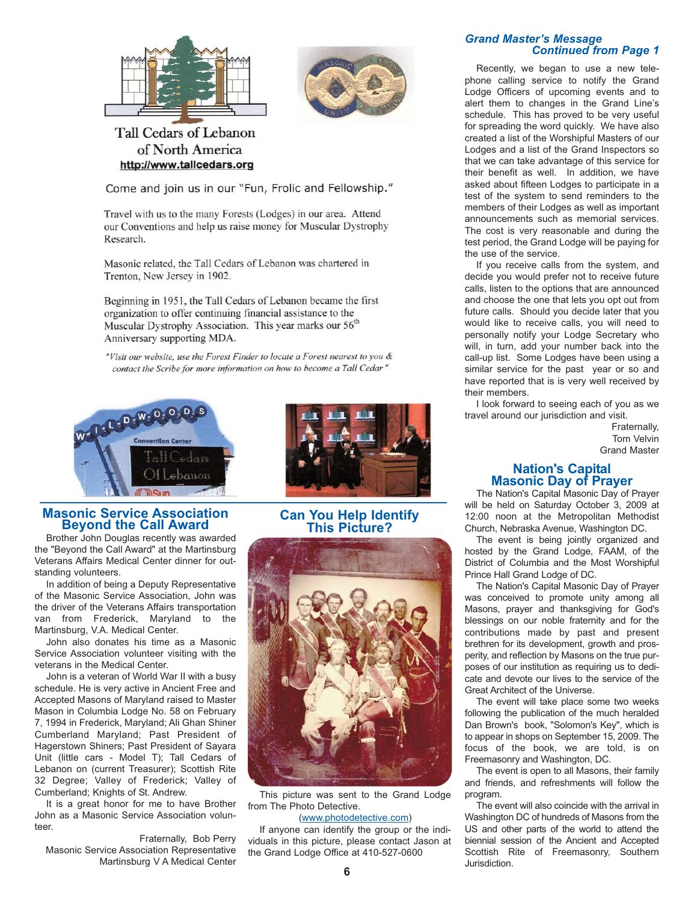Tall Cedars of Lebanon
of North America
http://www.tallcedars.org

Come and join us in our "Fun, Frolic and Fellowship."

Travel with us to the many Forests (Lodges) in our area. Attend our Conventions and help us raise money for Muscular Dystrophy Research.

Masonic related, the Tall Cedars of Lebanon was chartered in Trenton, New Jersey in 1902.

Beginning in 1951, the Tall Cedars of Lebanon became the first organization to offer continuing financial assistance to the Muscular Dystrophy Association. This year marks our 56th Anniversary supporting MDA.

*"Visit our website, use the Forest Finder to locate a Forest nearest to you & contact the Scribe for more information on how to become a Tall Cedar"*

## Masonic Service Association Beyond the Call Award

Brother John Douglas recently was awarded the "Beyond the Call Award" at the Martinsburg Veterans Affairs Medical Center dinner for outstanding volunteers.

In addition of being a Deputy Representative of the Masonic Service Association, John was the driver of the Veterans Affairs transportation van from Frederick, Maryland to the Martinsburg, V.A. Medical Center.

John also donates his time as a Masonic Service Association volunteer visiting with the veterans in the Medical Center.

John is a veteran of World War II with a busy schedule. He is very active in Ancient Free and Accepted Masons of Maryland raised to Master Mason in Columbia Lodge No. 58 on February 7, 1994 in Frederick, Maryland; Ali Ghan Shiner Cumberland Maryland; Past President of Hagerstown Shiners; Past President of Sayara Unit (little cars - Model T); Tall Cedars of Lebanon on (current Treasurer); Scottish Rite 32 Degree; Valley of Frederick; Valley of Cumberland; Knights of St. Andrew.

It is a great honor for me to have Brother John as a Masonic Service Association volunteer.

Fraternally, Bob Perry
Masonic Service Association Representative
Martinsburg V A Medical Center

## Can You Help Identify This Picture?

This picture was sent to the Grand Lodge from The Photo Detective.
(www.photodetective.com)

If anyone can identify the group or the individuals in this picture, please contact Jason at the Grand Lodge Office at 410-527-0600

## *Grand Master's Message Continued from Page 1*

Recently, we began to use a new telephone calling service to notify the Grand Lodge Officers of upcoming events and to alert them to changes in the Grand Line's schedule. This has proved to be very useful for spreading the word quickly. We have also created a list of the Worshipful Masters of our Lodges and a list of the Grand Inspectors so that we can take advantage of this service for their benefit as well. In addition, we have asked about fifteen Lodges to participate in a test of the system to send reminders to the members of their Lodges as well as important announcements such as memorial services. The cost is very reasonable and during the test period, the Grand Lodge will be paying for the use of the service.

If you receive calls from the system, and decide you would prefer not to receive future calls, listen to the options that are announced and choose the one that lets you opt out from future calls. Should you decide later that you would like to receive calls, you will need to personally notify your Lodge Secretary who will, in turn, add your number back into the call-up list. Some Lodges have been using a similar service for the past year or so and have reported that is is very well received by their members.

I look forward to seeing each of you as we travel around our jurisdiction and visit.

Fraternally,
Tom Velvin
Grand Master

## Nation's Capital Masonic Day of Prayer

The Nation's Capital Masonic Day of Prayer will be held on Saturday October 3, 2009 at 12:00 noon at the Metropolitan Methodist Church, Nebraska Avenue, Washington DC.

The event is being jointly organized and hosted by the Grand Lodge, FAAM, of the District of Columbia and the Most Worshipful Prince Hall Grand Lodge of DC.

The Nation's Capital Masonic Day of Prayer was conceived to promote unity among all Masons, prayer and thanksgiving for God's blessings on our noble fraternity and for the contributions made by past and present brethren for its development, growth and prosperity, and reflection by Masons on the true purposes of our institution as requiring us to dedicate and devote our lives to the service of the Great Architect of the Universe.

The event will take place some two weeks following the publication of the much heralded Dan Brown's book, "Solomon's Key", which is to appear in shops on September 15, 2009. The focus of the book, we are told, is on Freemasonry and Washington, DC.

The event is open to all Masons, their family and friends, and refreshments will follow the program.

The event will also coincide with the arrival in Washington DC of hundreds of Masons from the US and other parts of the world to attend the biennial session of the Ancient and Accepted Scottish Rite of Freemasonry, Southern Jurisdiction.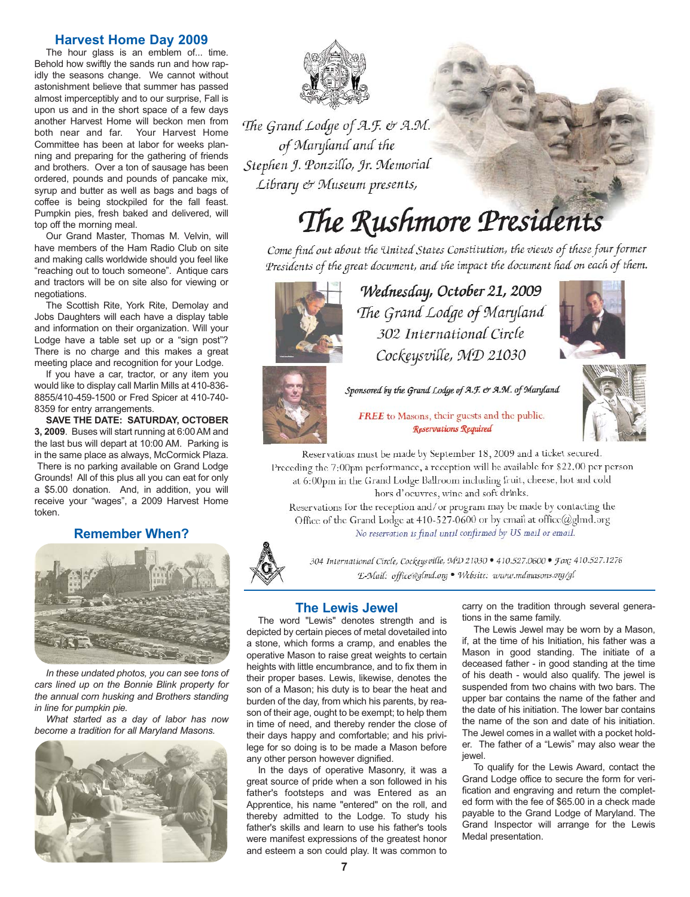## Harvest Home Day 2009

The hour glass is an emblem of... time. Behold how swiftly the sands run and how rapidly the seasons change. We cannot without astonishment believe that summer has passed almost imperceptibly and to our surprise, Fall is upon us and in the short space of a few days another Harvest Home will beckon men from both near and far. Your Harvest Home Committee has been at labor for weeks planning and preparing for the gathering of friends and brothers. Over a ton of sausage has been ordered, pounds and pounds of pancake mix, syrup and butter as well as bags and bags of coffee is being stockpiled for the fall feast. Pumpkin pies, fresh baked and delivered, will top off the morning meal.

Our Grand Master, Thomas M. Velvin, will have members of the Ham Radio Club on site and making calls worldwide should you feel like "reaching out to touch someone". Antique cars and tractors will be on site also for viewing or negotiations.

The Scottish Rite, York Rite, Demolay and Jobs Daughters will each have a display table and information on their organization. Will your Lodge have a table set up or a "sign post"? There is no charge and this makes a great meeting place and recognition for your Lodge.

If you have a car, tractor, or any item you would like to display call Marlin Mills at 410-836-8855/410-459-1500 or Fred Spicer at 410-740-8359 for entry arrangements.

**SAVE THE DATE: SATURDAY, OCTOBER 3, 2009**. Buses will start running at 6:00 AM and the last bus will depart at 10:00 AM. Parking is in the same place as always, McCormick Plaza. There is no parking available on Grand Lodge Grounds! All of this plus all you can eat for only a $5.00 donation. And, in addition, you will receive your "wages", a 2009 Harvest Home token.

## Remember When?

*In these undated photos, you can see tons of cars lined up on the Bonnie Blink property for the annual corn husking and Brothers standing in line for pumpkin pie.*

*What started as a day of labor has now become a tradition for all Maryland Masons.*

*The Grand Lodge of A.F. & A.M. of Maryland and the Stephen J. Ponzillo, Jr. Memorial Library & Museum presents,*

# The Rushmore Presidents

*Come find out about the United States Constitution, the views of these four former Presidents of the great document, and the impact the document had on each of them.*

*Wednesday, October 21, 2009*
*The Grand Lodge of Maryland*
*302 International Circle*
*Cockeysville, MD 21030*

*Sponsored by the Grand Lodge of A.F. & A.M. of Maryland*

***FREE*** to Masons, their guests and the public.
*Reservations Required*

Reservations must be made by September 18, 2009 and a ticket secured. Preceding the 7:00pm performance, a reception will be available for $22.00 per person at 6:00pm in the Grand Lodge Ballroom including fruit, cheese, hot and cold hors d'oeuvres, wine and soft drinks.

Reservations for the reception and/or program may be made by contacting the Office of the Grand Lodge at 410-527-0600 or by email at office@glmd.org

*No reservation is final until confirmed by US mail or email.*

*304 International Circle, Cockeysville, MD 21030 • 410.527.0600 • Fax: 410.527.1276*
*E-Mail: office@glmd.org • Website: www.mdmasons.org/gl*

## The Lewis Jewel

The word "Lewis" denotes strength and is depicted by certain pieces of metal dovetailed into a stone, which forms a cramp, and enables the operative Mason to raise great weights to certain heights with little encumbrance, and to fix them in their proper bases. Lewis, likewise, denotes the son of a Mason; his duty is to bear the heat and burden of the day, from which his parents, by reason of their age, ought to be exempt; to help them in time of need, and thereby render the close of their days happy and comfortable; and his privilege for so doing is to be made a Mason before any other person however dignified.

In the days of operative Masonry, it was a great source of pride when a son followed in his father's footsteps and was Entered as an Apprentice, his name "entered" on the roll, and thereby admitted to the Lodge. To study his father's skills and learn to use his father's tools were manifest expressions of the greatest honor and esteem a son could play. It was common to carry on the tradition through several generations in the same family.

The Lewis Jewel may be worn by a Mason, if, at the time of his Initiation, his father was a Mason in good standing. The initiate of a deceased father - in good standing at the time of his death - would also qualify. The jewel is suspended from two chains with two bars. The upper bar contains the name of the father and the date of his initiation. The lower bar contains the name of the son and date of his initiation. The Jewel comes in a wallet with a pocket holder. The father of a "Lewis" may also wear the jewel.

To qualify for the Lewis Award, contact the Grand Lodge office to secure the form for verification and engraving and return the completed form with the fee of $65.00 in a check made payable to the Grand Lodge of Maryland. The Grand Inspector will arrange for the Lewis Medal presentation.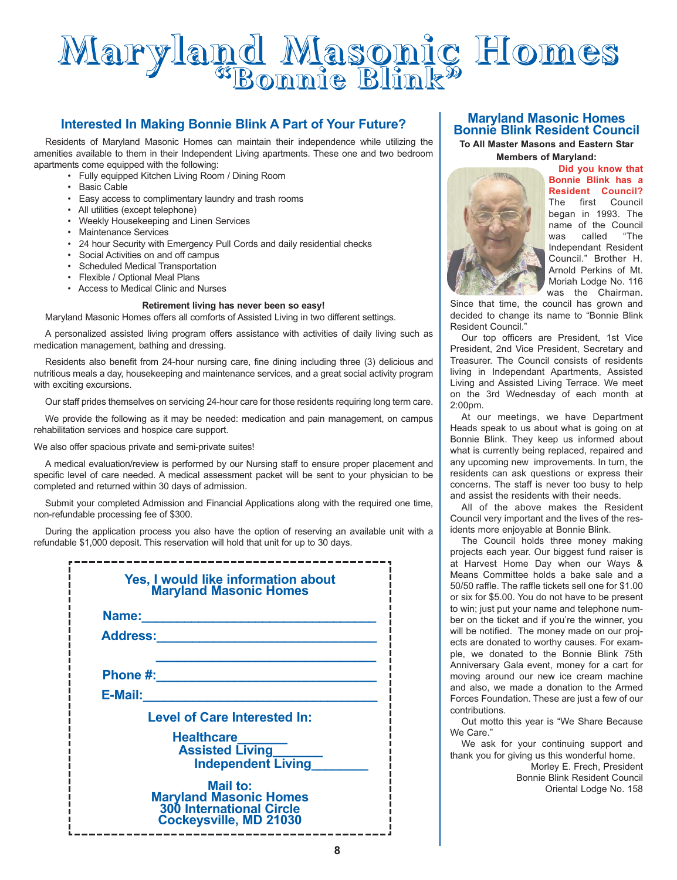# Maryland Masonic Homes
## "Bonnie Blink"

### Interested In Making Bonnie Blink A Part of Your Future?

Residents of Maryland Masonic Homes can maintain their independence while utilizing the amenities available to them in their Independent Living apartments. These one and two bedroom apartments come equipped with the following:

- Fully equipped Kitchen Living Room / Dining Room
- Basic Cable
- Easy access to complimentary laundry and trash rooms
- All utilities (except telephone)
- Weekly Housekeeping and Linen Services
- Maintenance Services
- 24 hour Security with Emergency Pull Cords and daily residential checks
- Social Activities on and off campus
- Scheduled Medical Transportation
- Flexible / Optional Meal Plans
- Access to Medical Clinic and Nurses

**Retirement living has never been so easy!**

Maryland Masonic Homes offers all comforts of Assisted Living in two different settings.

A personalized assisted living program offers assistance with activities of daily living such as medication management, bathing and dressing.

Residents also benefit from 24-hour nursing care, fine dining including three (3) delicious and nutritious meals a day, housekeeping and maintenance services, and a great social activity program with exciting excursions.

Our staff prides themselves on servicing 24-hour care for those residents requiring long term care.

We provide the following as it may be needed: medication and pain management, on campus rehabilitation services and hospice care support.

We also offer spacious private and semi-private suites!

A medical evaluation/review is performed by our Nursing staff to ensure proper placement and specific level of care needed. A medical assessment packet will be sent to your physician to be completed and returned within 30 days of admission.

Submit your completed Admission and Financial Applications along with the required one time, non-refundable processing fee of $300.

During the application process you also have the option of reserving an available unit with a refundable $1,000 deposit. This reservation will hold that unit for up to 30 days.

**Yes, I would like information about Maryland Masonic Homes**

**Name:**________________________________

**Address:**______________________________

________________________________

**Phone #:**______________________________

**E-Mail:**________________________________

**Level of Care Interested In:**

**Healthcare**_______

**Assisted Living**_______

**Independent Living**________

**Mail to:**
**Maryland Masonic Homes**
**300 International Circle**
**Cockeysville, MD 21030**

### Maryland Masonic Homes Bonnie Blink Resident Council

**To All Master Masons and Eastern Star Members of Maryland:**

**Did you know that Bonnie Blink has a Resident Council?** The first Council began in 1993. The name of the Council was called "The Independant Resident Council." Brother H. Arnold Perkins of Mt. Moriah Lodge No. 116 was the Chairman. Since that time, the council has grown and decided to change its name to "Bonnie Blink Resident Council."

Our top officers are President, 1st Vice President, 2nd Vice President, Secretary and Treasurer. The Council consists of residents living in Independant Apartments, Assisted Living and Assisted Living Terrace. We meet on the 3rd Wednesday of each month at 2:00pm.

At our meetings, we have Department Heads speak to us about what is going on at Bonnie Blink. They keep us informed about what is currently being replaced, repaired and any upcoming new improvements. In turn, the residents can ask questions or express their concerns. The staff is never too busy to help and assist the residents with their needs.

All of the above makes the Resident Council very important and the lives of the residents more enjoyable at Bonnie Blink.

The Council holds three money making projects each year. Our biggest fund raiser is at Harvest Home Day when our Ways & Means Committee holds a bake sale and a 50/50 raffle. The raffle tickets sell one for $1.00 or six for $5.00. You do not have to be present to win; just put your name and telephone number on the ticket and if you're the winner, you will be notified. The money made on our projects are donated to worthy causes. For example, we donated to the Bonnie Blink 75th Anniversary Gala event, money for a cart for moving around our new ice cream machine and also, we made a donation to the Armed Forces Foundation. These are just a few of our contributions.

Out motto this year is "We Share Because We Care."

We ask for your continuing support and thank you for giving us this wonderful home.

Morley E. Frech, President
Bonnie Blink Resident Council
Oriental Lodge No. 158